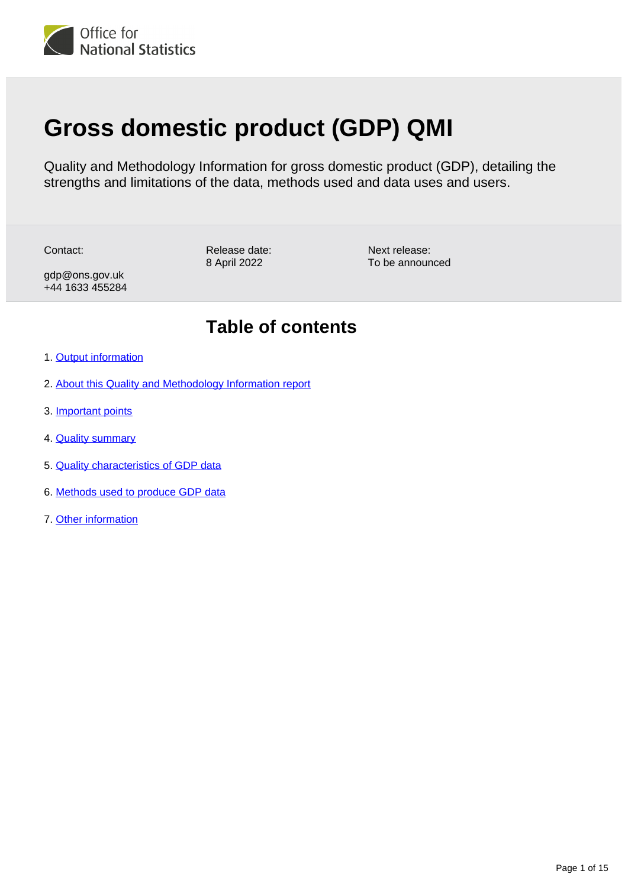Office for National Statistics

# Gross domestic product (GDP) QMI

Quality and Methodology Information for gross domestic product (GDP), detailing the strengths and limitations of the data, methods used and data uses and users.

Contact:
gdp@ons.gov.uk
+44 1633 455284

Release date:
8 April 2022

Next release:
To be announced

## Table of contents

1. Output information
2. About this Quality and Methodology Information report
3. Important points
4. Quality summary
5. Quality characteristics of GDP data
6. Methods used to produce GDP data
7. Other information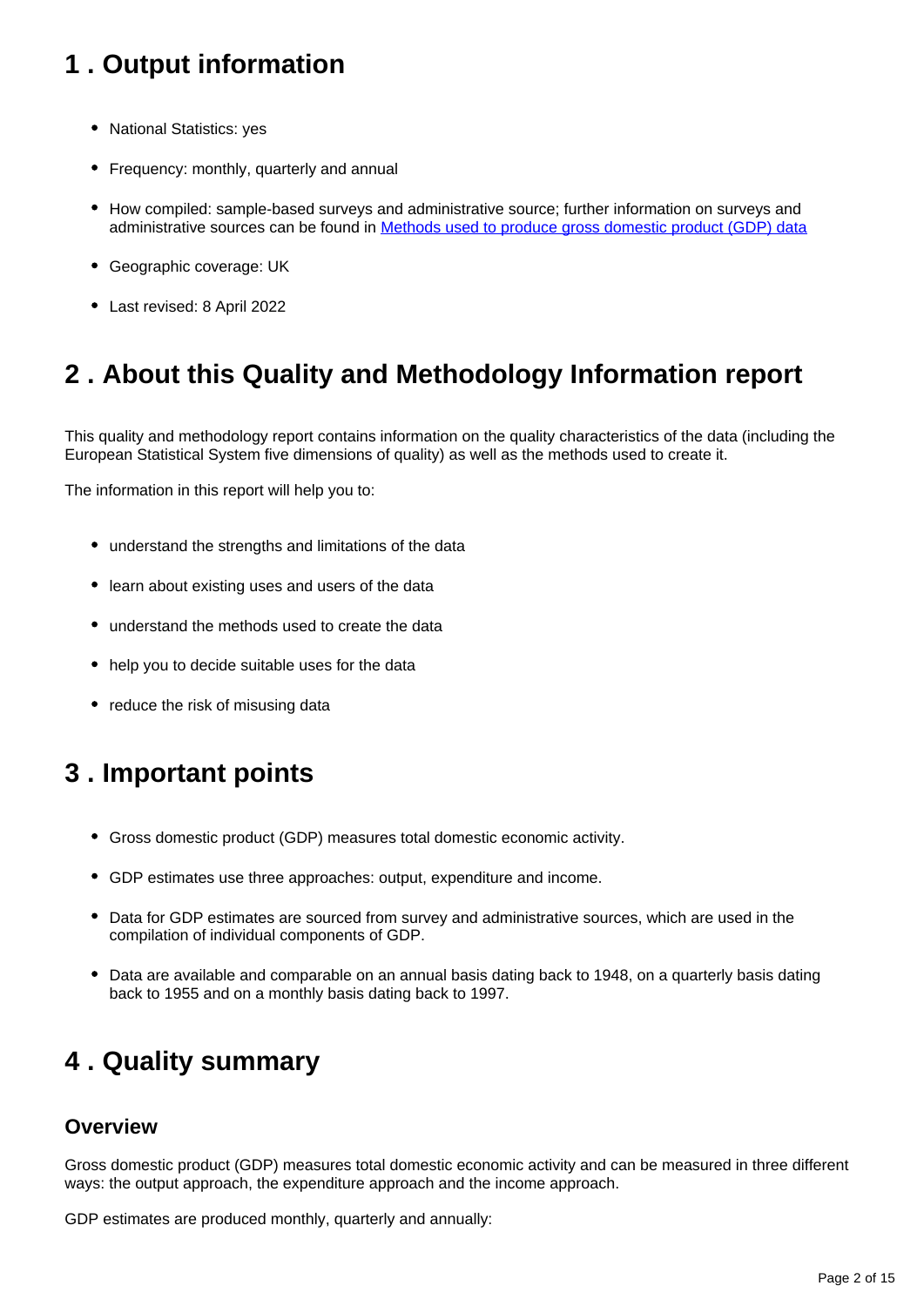## 1 . Output information

- National Statistics: yes
- Frequency: monthly, quarterly and annual
- How compiled: sample-based surveys and administrative source; further information on surveys and administrative sources can be found in [Methods used to produce gross domestic product (GDP) data]
- Geographic coverage: UK
- Last revised: 8 April 2022

## 2 . About this Quality and Methodology Information report

This quality and methodology report contains information on the quality characteristics of the data (including the European Statistical System five dimensions of quality) as well as the methods used to create it.

The information in this report will help you to:

- understand the strengths and limitations of the data
- learn about existing uses and users of the data
- understand the methods used to create the data
- help you to decide suitable uses for the data
- reduce the risk of misusing data

## 3 . Important points

- Gross domestic product (GDP) measures total domestic economic activity.
- GDP estimates use three approaches: output, expenditure and income.
- Data for GDP estimates are sourced from survey and administrative sources, which are used in the compilation of individual components of GDP.
- Data are available and comparable on an annual basis dating back to 1948, on a quarterly basis dating back to 1955 and on a monthly basis dating back to 1997.

## 4 . Quality summary

### Overview

Gross domestic product (GDP) measures total domestic economic activity and can be measured in three different ways: the output approach, the expenditure approach and the income approach.

GDP estimates are produced monthly, quarterly and annually: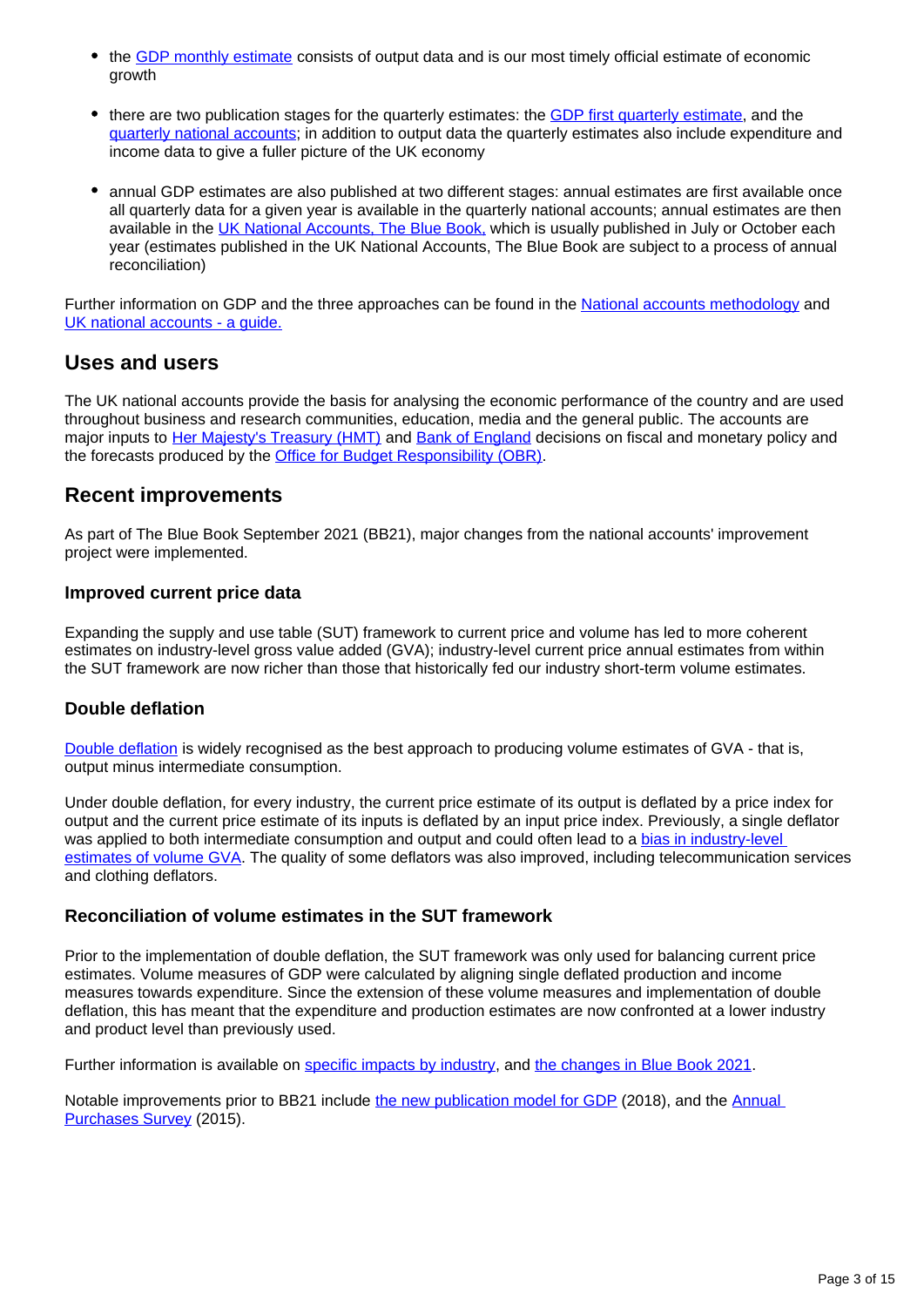- the GDP monthly estimate consists of output data and is our most timely official estimate of economic growth

- there are two publication stages for the quarterly estimates: the GDP first quarterly estimate, and the quarterly national accounts; in addition to output data the quarterly estimates also include expenditure and income data to give a fuller picture of the UK economy

- annual GDP estimates are also published at two different stages: annual estimates are first available once all quarterly data for a given year is available in the quarterly national accounts; annual estimates are then available in the UK National Accounts, The Blue Book, which is usually published in July or October each year (estimates published in the UK National Accounts, The Blue Book are subject to a process of annual reconciliation)

Further information on GDP and the three approaches can be found in the National accounts methodology and UK national accounts - a guide.

## Uses and users

The UK national accounts provide the basis for analysing the economic performance of the country and are used throughout business and research communities, education, media and the general public. The accounts are major inputs to Her Majesty's Treasury (HMT) and Bank of England decisions on fiscal and monetary policy and the forecasts produced by the Office for Budget Responsibility (OBR).

## Recent improvements

As part of The Blue Book September 2021 (BB21), major changes from the national accounts' improvement project were implemented.

### Improved current price data

Expanding the supply and use table (SUT) framework to current price and volume has led to more coherent estimates on industry-level gross value added (GVA); industry-level current price annual estimates from within the SUT framework are now richer than those that historically fed our industry short-term volume estimates.

### Double deflation

Double deflation is widely recognised as the best approach to producing volume estimates of GVA - that is, output minus intermediate consumption.

Under double deflation, for every industry, the current price estimate of its output is deflated by a price index for output and the current price estimate of its inputs is deflated by an input price index. Previously, a single deflator was applied to both intermediate consumption and output and could often lead to a bias in industry-level estimates of volume GVA. The quality of some deflators was also improved, including telecommunication services and clothing deflators.

### Reconciliation of volume estimates in the SUT framework

Prior to the implementation of double deflation, the SUT framework was only used for balancing current price estimates. Volume measures of GDP were calculated by aligning single deflated production and income measures towards expenditure. Since the extension of these volume measures and implementation of double deflation, this has meant that the expenditure and production estimates are now confronted at a lower industry and product level than previously used.

Further information is available on specific impacts by industry, and the changes in Blue Book 2021.

Notable improvements prior to BB21 include the new publication model for GDP (2018), and the Annual Purchases Survey (2015).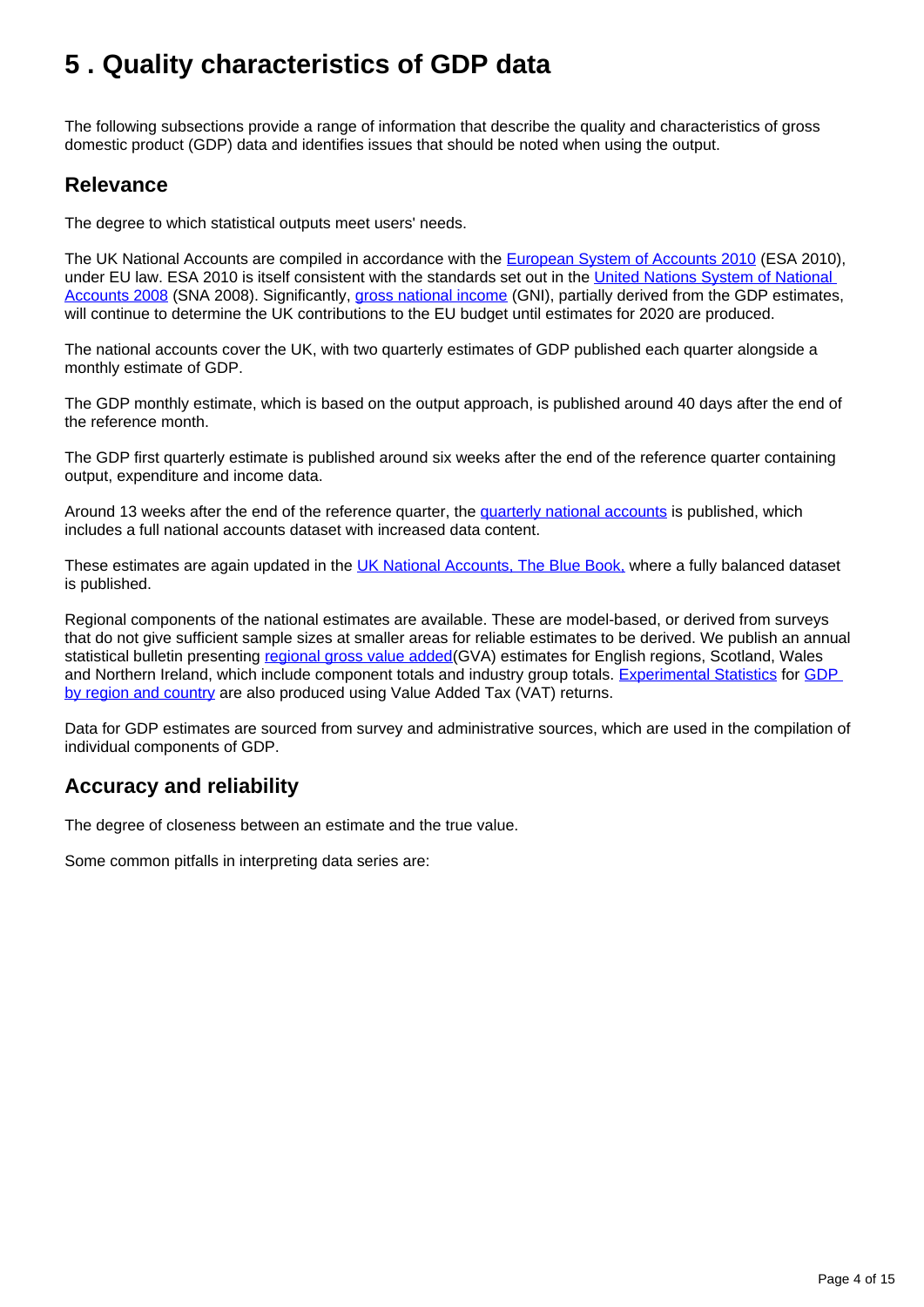# 5 . Quality characteristics of GDP data

The following subsections provide a range of information that describe the quality and characteristics of gross domestic product (GDP) data and identifies issues that should be noted when using the output.

## Relevance

The degree to which statistical outputs meet users' needs.

The UK National Accounts are compiled in accordance with the European System of Accounts 2010 (ESA 2010), under EU law. ESA 2010 is itself consistent with the standards set out in the United Nations System of National Accounts 2008 (SNA 2008). Significantly, gross national income (GNI), partially derived from the GDP estimates, will continue to determine the UK contributions to the EU budget until estimates for 2020 are produced.

The national accounts cover the UK, with two quarterly estimates of GDP published each quarter alongside a monthly estimate of GDP.

The GDP monthly estimate, which is based on the output approach, is published around 40 days after the end of the reference month.

The GDP first quarterly estimate is published around six weeks after the end of the reference quarter containing output, expenditure and income data.

Around 13 weeks after the end of the reference quarter, the quarterly national accounts is published, which includes a full national accounts dataset with increased data content.

These estimates are again updated in the UK National Accounts, The Blue Book, where a fully balanced dataset is published.

Regional components of the national estimates are available. These are model-based, or derived from surveys that do not give sufficient sample sizes at smaller areas for reliable estimates to be derived. We publish an annual statistical bulletin presenting regional gross value added(GVA) estimates for English regions, Scotland, Wales and Northern Ireland, which include component totals and industry group totals. Experimental Statistics for GDP by region and country are also produced using Value Added Tax (VAT) returns.

Data for GDP estimates are sourced from survey and administrative sources, which are used in the compilation of individual components of GDP.

## Accuracy and reliability

The degree of closeness between an estimate and the true value.

Some common pitfalls in interpreting data series are: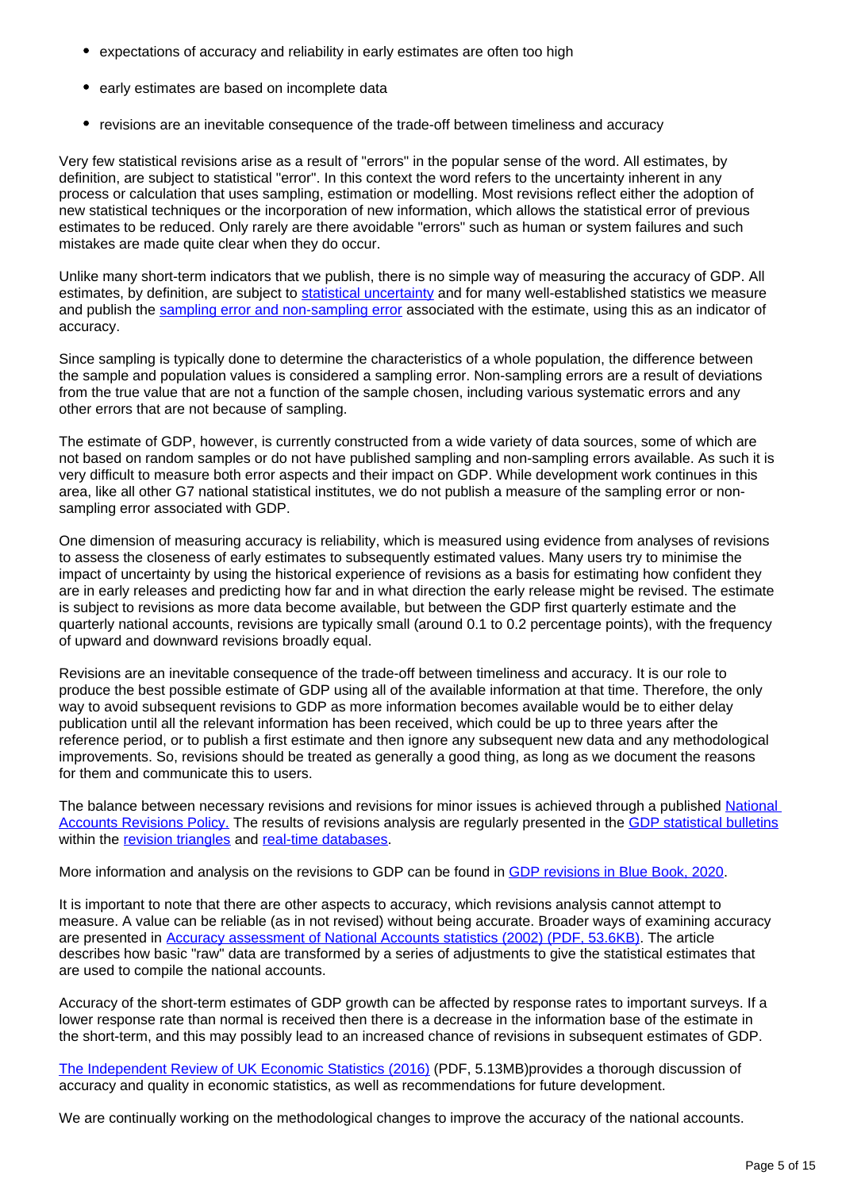- expectations of accuracy and reliability in early estimates are often too high
- early estimates are based on incomplete data
- revisions are an inevitable consequence of the trade-off between timeliness and accuracy

Very few statistical revisions arise as a result of "errors" in the popular sense of the word. All estimates, by definition, are subject to statistical "error". In this context the word refers to the uncertainty inherent in any process or calculation that uses sampling, estimation or modelling. Most revisions reflect either the adoption of new statistical techniques or the incorporation of new information, which allows the statistical error of previous estimates to be reduced. Only rarely are there avoidable "errors" such as human or system failures and such mistakes are made quite clear when they do occur.

Unlike many short-term indicators that we publish, there is no simple way of measuring the accuracy of GDP. All estimates, by definition, are subject to statistical uncertainty and for many well-established statistics we measure and publish the sampling error and non-sampling error associated with the estimate, using this as an indicator of accuracy.

Since sampling is typically done to determine the characteristics of a whole population, the difference between the sample and population values is considered a sampling error. Non-sampling errors are a result of deviations from the true value that are not a function of the sample chosen, including various systematic errors and any other errors that are not because of sampling.

The estimate of GDP, however, is currently constructed from a wide variety of data sources, some of which are not based on random samples or do not have published sampling and non-sampling errors available. As such it is very difficult to measure both error aspects and their impact on GDP. While development work continues in this area, like all other G7 national statistical institutes, we do not publish a measure of the sampling error or non-sampling error associated with GDP.

One dimension of measuring accuracy is reliability, which is measured using evidence from analyses of revisions to assess the closeness of early estimates to subsequently estimated values. Many users try to minimise the impact of uncertainty by using the historical experience of revisions as a basis for estimating how confident they are in early releases and predicting how far and in what direction the early release might be revised. The estimate is subject to revisions as more data become available, but between the GDP first quarterly estimate and the quarterly national accounts, revisions are typically small (around 0.1 to 0.2 percentage points), with the frequency of upward and downward revisions broadly equal.

Revisions are an inevitable consequence of the trade-off between timeliness and accuracy. It is our role to produce the best possible estimate of GDP using all of the available information at that time. Therefore, the only way to avoid subsequent revisions to GDP as more information becomes available would be to either delay publication until all the relevant information has been received, which could be up to three years after the reference period, or to publish a first estimate and then ignore any subsequent new data and any methodological improvements. So, revisions should be treated as generally a good thing, as long as we document the reasons for them and communicate this to users.

The balance between necessary revisions and revisions for minor issues is achieved through a published National Accounts Revisions Policy. The results of revisions analysis are regularly presented in the GDP statistical bulletins within the revision triangles and real-time databases.

More information and analysis on the revisions to GDP can be found in GDP revisions in Blue Book, 2020.

It is important to note that there are other aspects to accuracy, which revisions analysis cannot attempt to measure. A value can be reliable (as in not revised) without being accurate. Broader ways of examining accuracy are presented in Accuracy assessment of National Accounts statistics (2002) (PDF, 53.6KB). The article describes how basic "raw" data are transformed by a series of adjustments to give the statistical estimates that are used to compile the national accounts.

Accuracy of the short-term estimates of GDP growth can be affected by response rates to important surveys. If a lower response rate than normal is received then there is a decrease in the information base of the estimate in the short-term, and this may possibly lead to an increased chance of revisions in subsequent estimates of GDP.

The Independent Review of UK Economic Statistics (2016) (PDF, 5.13MB)provides a thorough discussion of accuracy and quality in economic statistics, as well as recommendations for future development.

We are continually working on the methodological changes to improve the accuracy of the national accounts.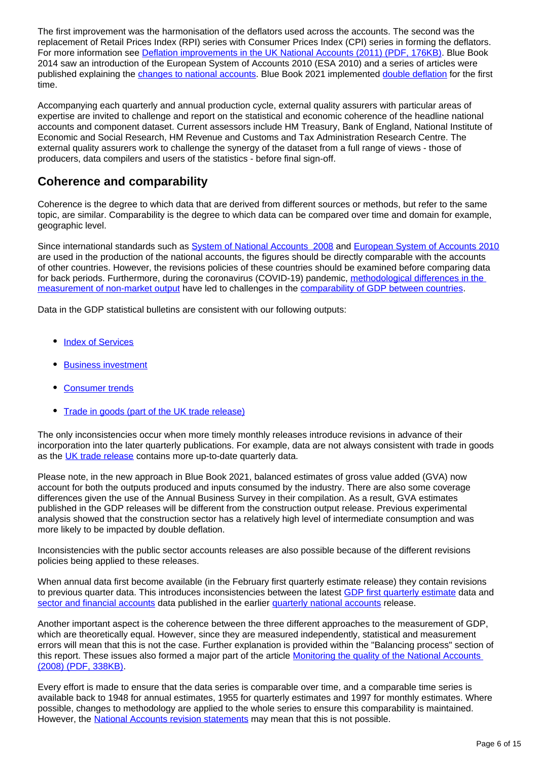The first improvement was the harmonisation of the deflators used across the accounts. The second was the replacement of Retail Prices Index (RPI) series with Consumer Prices Index (CPI) series in forming the deflators. For more information see [Deflation improvements in the UK National Accounts (2011) (PDF, 176KB)](). Blue Book 2014 saw an introduction of the European System of Accounts 2010 (ESA 2010) and a series of articles were published explaining the [changes to national accounts](). Blue Book 2021 implemented [double deflation]() for the first time.

Accompanying each quarterly and annual production cycle, external quality assurers with particular areas of expertise are invited to challenge and report on the statistical and economic coherence of the headline national accounts and component dataset. Current assessors include HM Treasury, Bank of England, National Institute of Economic and Social Research, HM Revenue and Customs and Tax Administration Research Centre. The external quality assurers work to challenge the synergy of the dataset from a full range of views - those of producers, data compilers and users of the statistics - before final sign-off.

## Coherence and comparability

Coherence is the degree to which data that are derived from different sources or methods, but refer to the same topic, are similar. Comparability is the degree to which data can be compared over time and domain for example, geographic level.

Since international standards such as [System of National Accounts 2008]() and [European System of Accounts 2010]() are used in the production of the national accounts, the figures should be directly comparable with the accounts of other countries. However, the revisions policies of these countries should be examined before comparing data for back periods. Furthermore, during the coronavirus (COVID-19) pandemic, [methodological differences in the measurement of non-market output]() have led to challenges in the [comparability of GDP between countries]().

Data in the GDP statistical bulletins are consistent with our following outputs:

- [Index of Services]()
- [Business investment]()
- [Consumer trends]()
- [Trade in goods (part of the UK trade release)]()

The only inconsistencies occur when more timely monthly releases introduce revisions in advance of their incorporation into the later quarterly publications. For example, data are not always consistent with trade in goods as the [UK trade release]() contains more up-to-date quarterly data.

Please note, in the new approach in Blue Book 2021, balanced estimates of gross value added (GVA) now account for both the outputs produced and inputs consumed by the industry. There are also some coverage differences given the use of the Annual Business Survey in their compilation. As a result, GVA estimates published in the GDP releases will be different from the construction output release. Previous experimental analysis showed that the construction sector has a relatively high level of intermediate consumption and was more likely to be impacted by double deflation.

Inconsistencies with the public sector accounts releases are also possible because of the different revisions policies being applied to these releases.

When annual data first become available (in the February first quarterly estimate release) they contain revisions to previous quarter data. This introduces inconsistencies between the latest [GDP first quarterly estimate]() data and [sector and financial accounts]() data published in the earlier [quarterly national accounts]() release.

Another important aspect is the coherence between the three different approaches to the measurement of GDP, which are theoretically equal. However, since they are measured independently, statistical and measurement errors will mean that this is not the case. Further explanation is provided within the "Balancing process" section of this report. These issues also formed a major part of the article [Monitoring the quality of the National Accounts (2008) (PDF, 338KB)]().

Every effort is made to ensure that the data series is comparable over time, and a comparable time series is available back to 1948 for annual estimates, 1955 for quarterly estimates and 1997 for monthly estimates. Where possible, changes to methodology are applied to the whole series to ensure this comparability is maintained. However, the [National Accounts revision statements]() may mean that this is not possible.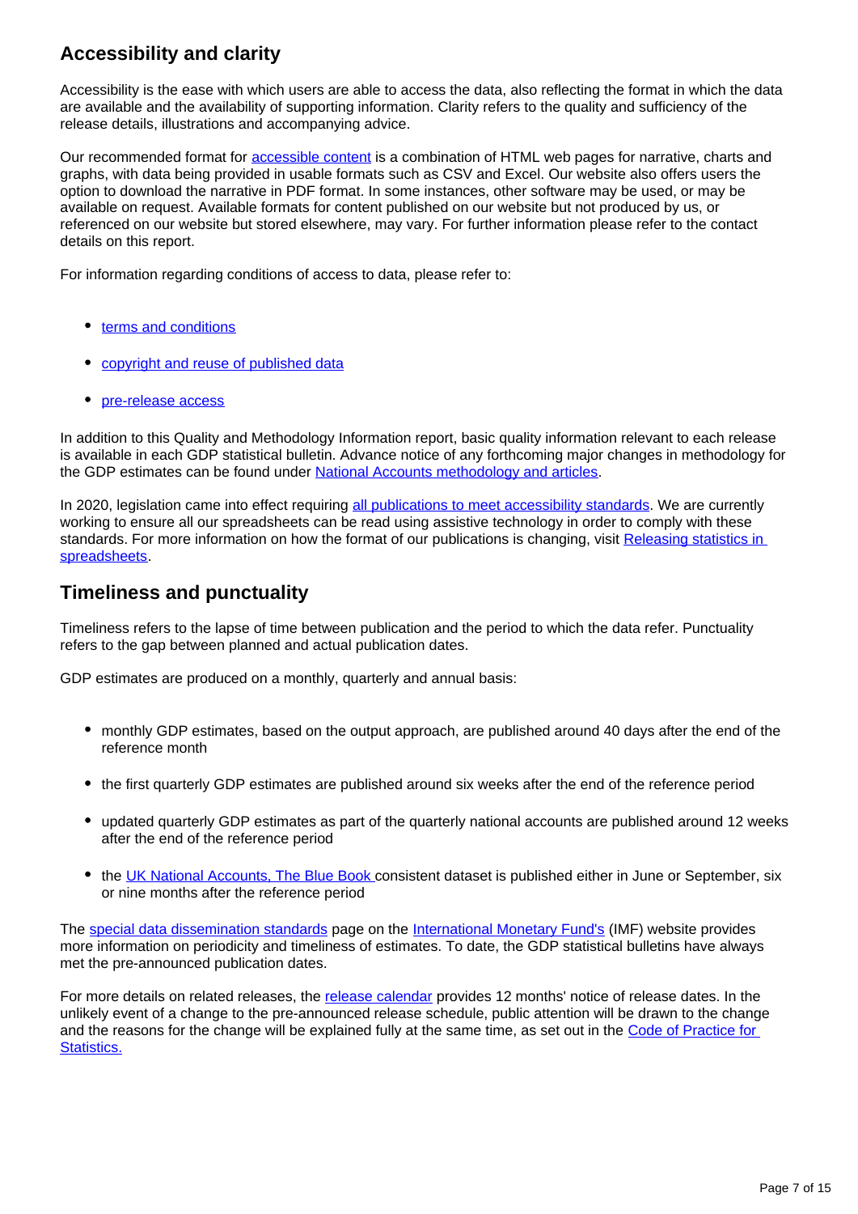## Accessibility and clarity

Accessibility is the ease with which users are able to access the data, also reflecting the format in which the data are available and the availability of supporting information. Clarity refers to the quality and sufficiency of the release details, illustrations and accompanying advice.

Our recommended format for accessible content is a combination of HTML web pages for narrative, charts and graphs, with data being provided in usable formats such as CSV and Excel. Our website also offers users the option to download the narrative in PDF format. In some instances, other software may be used, or may be available on request. Available formats for content published on our website but not produced by us, or referenced on our website but stored elsewhere, may vary. For further information please refer to the contact details on this report.

For information regarding conditions of access to data, please refer to:

- terms and conditions
- copyright and reuse of published data
- pre-release access

In addition to this Quality and Methodology Information report, basic quality information relevant to each release is available in each GDP statistical bulletin. Advance notice of any forthcoming major changes in methodology for the GDP estimates can be found under National Accounts methodology and articles.

In 2020, legislation came into effect requiring all publications to meet accessibility standards. We are currently working to ensure all our spreadsheets can be read using assistive technology in order to comply with these standards. For more information on how the format of our publications is changing, visit Releasing statistics in spreadsheets.

## Timeliness and punctuality

Timeliness refers to the lapse of time between publication and the period to which the data refer. Punctuality refers to the gap between planned and actual publication dates.

GDP estimates are produced on a monthly, quarterly and annual basis:

- monthly GDP estimates, based on the output approach, are published around 40 days after the end of the reference month
- the first quarterly GDP estimates are published around six weeks after the end of the reference period
- updated quarterly GDP estimates as part of the quarterly national accounts are published around 12 weeks after the end of the reference period
- the UK National Accounts, The Blue Book consistent dataset is published either in June or September, six or nine months after the reference period

The special data dissemination standards page on the International Monetary Fund's (IMF) website provides more information on periodicity and timeliness of estimates. To date, the GDP statistical bulletins have always met the pre-announced publication dates.

For more details on related releases, the release calendar provides 12 months' notice of release dates. In the unlikely event of a change to the pre-announced release schedule, public attention will be drawn to the change and the reasons for the change will be explained fully at the same time, as set out in the Code of Practice for Statistics.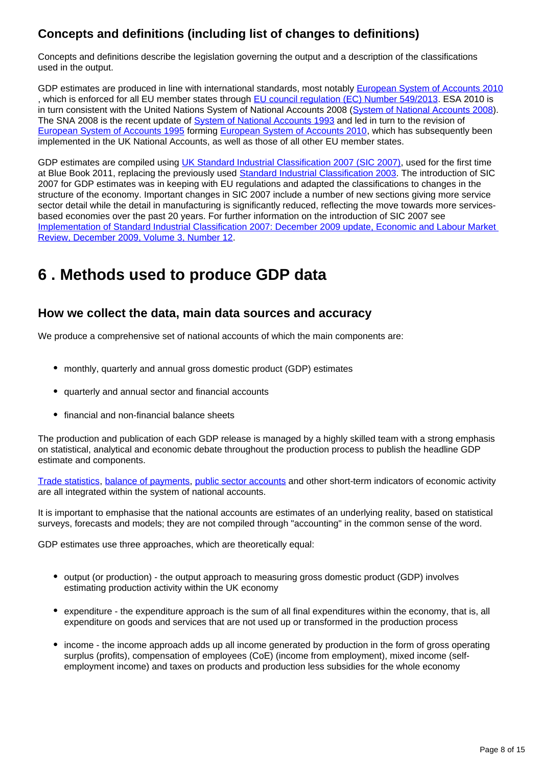### Concepts and definitions (including list of changes to definitions)

Concepts and definitions describe the legislation governing the output and a description of the classifications used in the output.

GDP estimates are produced in line with international standards, most notably European System of Accounts 2010 , which is enforced for all EU member states through EU council regulation (EC) Number 549/2013. ESA 2010 is in turn consistent with the United Nations System of National Accounts 2008 (System of National Accounts 2008). The SNA 2008 is the recent update of System of National Accounts 1993 and led in turn to the revision of European System of Accounts 1995 forming European System of Accounts 2010, which has subsequently been implemented in the UK National Accounts, as well as those of all other EU member states.

GDP estimates are compiled using UK Standard Industrial Classification 2007 (SIC 2007), used for the first time at Blue Book 2011, replacing the previously used Standard Industrial Classification 2003. The introduction of SIC 2007 for GDP estimates was in keeping with EU regulations and adapted the classifications to changes in the structure of the economy. Important changes in SIC 2007 include a number of new sections giving more service sector detail while the detail in manufacturing is significantly reduced, reflecting the move towards more services-based economies over the past 20 years. For further information on the introduction of SIC 2007 see Implementation of Standard Industrial Classification 2007: December 2009 update, Economic and Labour Market Review, December 2009, Volume 3, Number 12.

## 6 . Methods used to produce GDP data

### How we collect the data, main data sources and accuracy

We produce a comprehensive set of national accounts of which the main components are:

- monthly, quarterly and annual gross domestic product (GDP) estimates
- quarterly and annual sector and financial accounts
- financial and non-financial balance sheets

The production and publication of each GDP release is managed by a highly skilled team with a strong emphasis on statistical, analytical and economic debate throughout the production process to publish the headline GDP estimate and components.

Trade statistics, balance of payments, public sector accounts and other short-term indicators of economic activity are all integrated within the system of national accounts.

It is important to emphasise that the national accounts are estimates of an underlying reality, based on statistical surveys, forecasts and models; they are not compiled through "accounting" in the common sense of the word.

GDP estimates use three approaches, which are theoretically equal:

- output (or production) - the output approach to measuring gross domestic product (GDP) involves estimating production activity within the UK economy
- expenditure - the expenditure approach is the sum of all final expenditures within the economy, that is, all expenditure on goods and services that are not used up or transformed in the production process
- income - the income approach adds up all income generated by production in the form of gross operating surplus (profits), compensation of employees (CoE) (income from employment), mixed income (self-employment income) and taxes on products and production less subsidies for the whole economy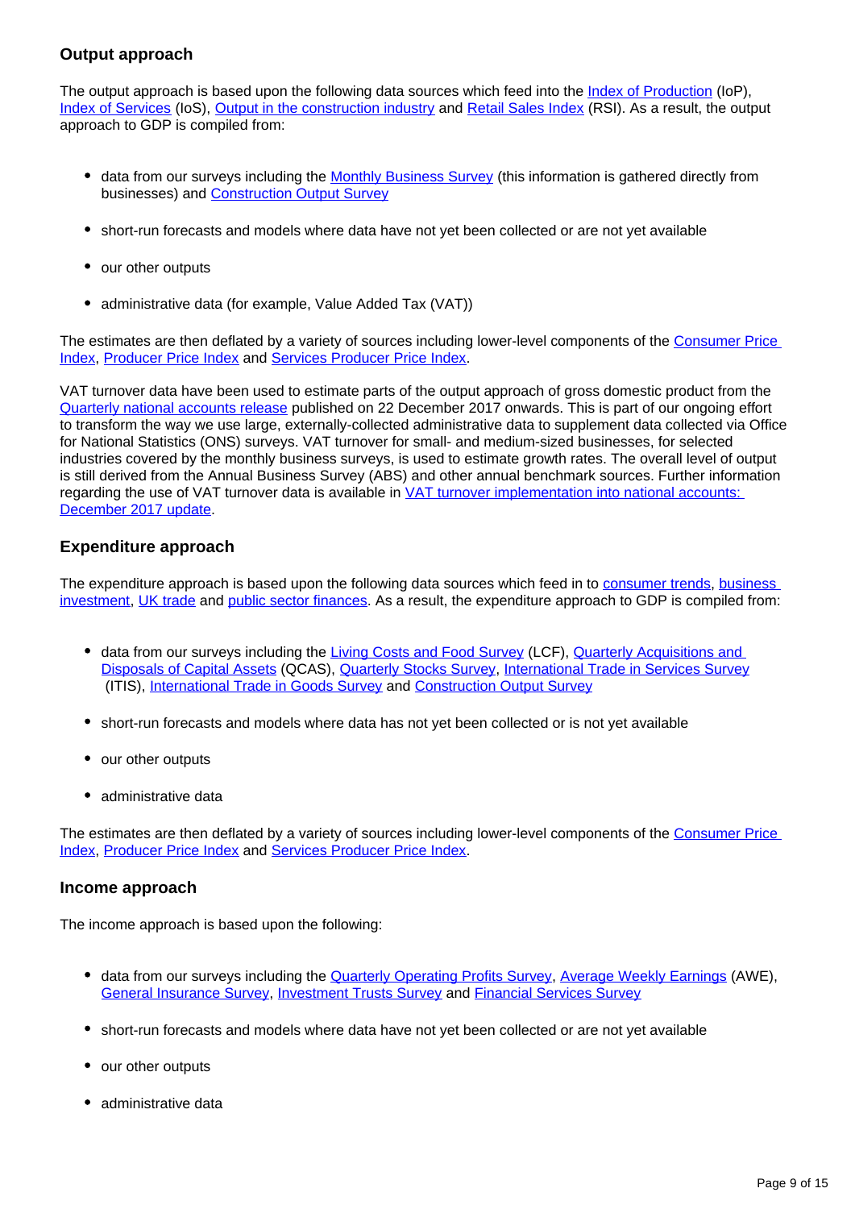### Output approach

The output approach is based upon the following data sources which feed into the Index of Production (IoP), Index of Services (IoS), Output in the construction industry and Retail Sales Index (RSI). As a result, the output approach to GDP is compiled from:

- data from our surveys including the Monthly Business Survey (this information is gathered directly from businesses) and Construction Output Survey
- short-run forecasts and models where data have not yet been collected or are not yet available
- our other outputs
- administrative data (for example, Value Added Tax (VAT))

The estimates are then deflated by a variety of sources including lower-level components of the Consumer Price Index, Producer Price Index and Services Producer Price Index.

VAT turnover data have been used to estimate parts of the output approach of gross domestic product from the Quarterly national accounts release published on 22 December 2017 onwards. This is part of our ongoing effort to transform the way we use large, externally-collected administrative data to supplement data collected via Office for National Statistics (ONS) surveys. VAT turnover for small- and medium-sized businesses, for selected industries covered by the monthly business surveys, is used to estimate growth rates. The overall level of output is still derived from the Annual Business Survey (ABS) and other annual benchmark sources. Further information regarding the use of VAT turnover data is available in VAT turnover implementation into national accounts: December 2017 update.

### Expenditure approach

The expenditure approach is based upon the following data sources which feed in to consumer trends, business investment, UK trade and public sector finances. As a result, the expenditure approach to GDP is compiled from:

- data from our surveys including the Living Costs and Food Survey (LCF), Quarterly Acquisitions and Disposals of Capital Assets (QCAS), Quarterly Stocks Survey, International Trade in Services Survey (ITIS), International Trade in Goods Survey and Construction Output Survey
- short-run forecasts and models where data has not yet been collected or is not yet available
- our other outputs
- administrative data

The estimates are then deflated by a variety of sources including lower-level components of the Consumer Price Index, Producer Price Index and Services Producer Price Index.

### Income approach

The income approach is based upon the following:

- data from our surveys including the Quarterly Operating Profits Survey, Average Weekly Earnings (AWE), General Insurance Survey, Investment Trusts Survey and Financial Services Survey
- short-run forecasts and models where data have not yet been collected or are not yet available
- our other outputs
- administrative data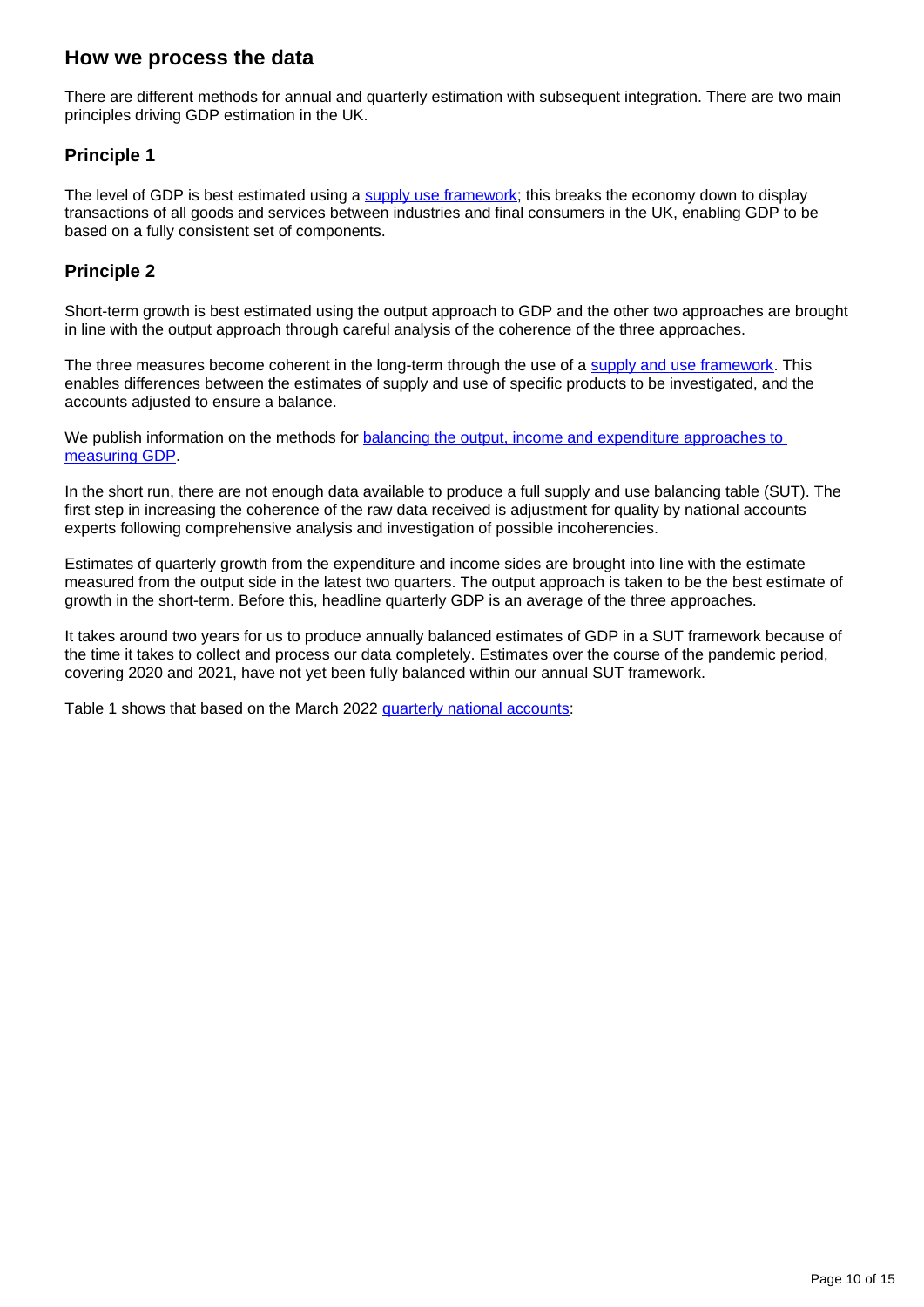## How we process the data

There are different methods for annual and quarterly estimation with subsequent integration. There are two main principles driving GDP estimation in the UK.

### Principle 1

The level of GDP is best estimated using a supply use framework; this breaks the economy down to display transactions of all goods and services between industries and final consumers in the UK, enabling GDP to be based on a fully consistent set of components.

### Principle 2

Short-term growth is best estimated using the output approach to GDP and the other two approaches are brought in line with the output approach through careful analysis of the coherence of the three approaches.

The three measures become coherent in the long-term through the use of a supply and use framework. This enables differences between the estimates of supply and use of specific products to be investigated, and the accounts adjusted to ensure a balance.

We publish information on the methods for balancing the output, income and expenditure approaches to measuring GDP.

In the short run, there are not enough data available to produce a full supply and use balancing table (SUT). The first step in increasing the coherence of the raw data received is adjustment for quality by national accounts experts following comprehensive analysis and investigation of possible incoherencies.

Estimates of quarterly growth from the expenditure and income sides are brought into line with the estimate measured from the output side in the latest two quarters. The output approach is taken to be the best estimate of growth in the short-term. Before this, headline quarterly GDP is an average of the three approaches.

It takes around two years for us to produce annually balanced estimates of GDP in a SUT framework because of the time it takes to collect and process our data completely. Estimates over the course of the pandemic period, covering 2020 and 2021, have not yet been fully balanced within our annual SUT framework.

Table 1 shows that based on the March 2022 quarterly national accounts: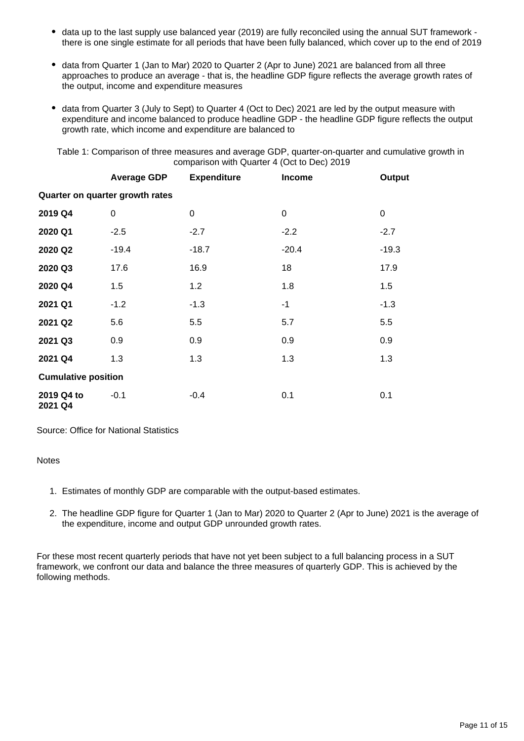- data up to the last supply use balanced year (2019) are fully reconciled using the annual SUT framework - there is one single estimate for all periods that have been fully balanced, which cover up to the end of 2019

- data from Quarter 1 (Jan to Mar) 2020 to Quarter 2 (Apr to June) 2021 are balanced from all three approaches to produce an average - that is, the headline GDP figure reflects the average growth rates of the output, income and expenditure measures

- data from Quarter 3 (July to Sept) to Quarter 4 (Oct to Dec) 2021 are led by the output measure with expenditure and income balanced to produce headline GDP - the headline GDP figure reflects the output growth rate, which income and expenditure are balanced to

Table 1: Comparison of three measures and average GDP, quarter-on-quarter and cumulative growth in comparison with Quarter 4 (Oct to Dec) 2019

| | Average GDP | Expenditure | Income | Output |
|---|---|---|---|---|
| **Quarter on quarter growth rates** | | | | |
| **2019 Q4** | 0 | 0 | 0 | 0 |
| **2020 Q1** | -2.5 | -2.7 | -2.2 | -2.7 |
| **2020 Q2** | -19.4 | -18.7 | -20.4 | -19.3 |
| **2020 Q3** | 17.6 | 16.9 | 18 | 17.9 |
| **2020 Q4** | 1.5 | 1.2 | 1.8 | 1.5 |
| **2021 Q1** | -1.2 | -1.3 | -1 | -1.3 |
| **2021 Q2** | 5.6 | 5.5 | 5.7 | 5.5 |
| **2021 Q3** | 0.9 | 0.9 | 0.9 | 0.9 |
| **2021 Q4** | 1.3 | 1.3 | 1.3 | 1.3 |
| **Cumulative position** | | | | |
| **2019 Q4 to 2021 Q4** | -0.1 | -0.4 | 0.1 | 0.1 |

Source: Office for National Statistics

Notes

1. Estimates of monthly GDP are comparable with the output-based estimates.

2. The headline GDP figure for Quarter 1 (Jan to Mar) 2020 to Quarter 2 (Apr to June) 2021 is the average of the expenditure, income and output GDP unrounded growth rates.

For these most recent quarterly periods that have not yet been subject to a full balancing process in a SUT framework, we confront our data and balance the three measures of quarterly GDP. This is achieved by the following methods.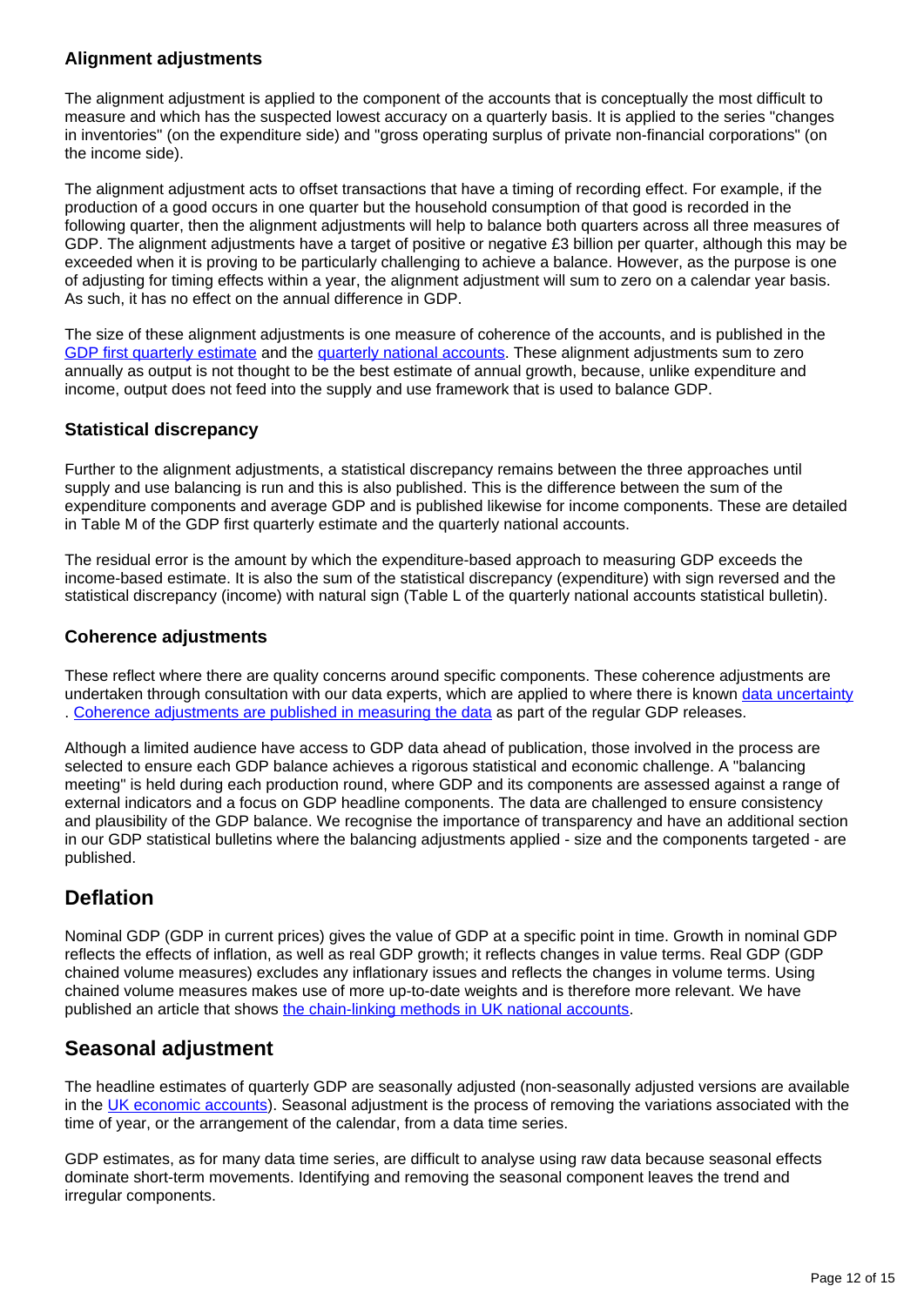### Alignment adjustments

The alignment adjustment is applied to the component of the accounts that is conceptually the most difficult to measure and which has the suspected lowest accuracy on a quarterly basis. It is applied to the series "changes in inventories" (on the expenditure side) and "gross operating surplus of private non-financial corporations" (on the income side).

The alignment adjustment acts to offset transactions that have a timing of recording effect. For example, if the production of a good occurs in one quarter but the household consumption of that good is recorded in the following quarter, then the alignment adjustments will help to balance both quarters across all three measures of GDP. The alignment adjustments have a target of positive or negative £3 billion per quarter, although this may be exceeded when it is proving to be particularly challenging to achieve a balance. However, as the purpose is one of adjusting for timing effects within a year, the alignment adjustment will sum to zero on a calendar year basis. As such, it has no effect on the annual difference in GDP.

The size of these alignment adjustments is one measure of coherence of the accounts, and is published in the [GDP first quarterly estimate](#) and the [quarterly national accounts](#). These alignment adjustments sum to zero annually as output is not thought to be the best estimate of annual growth, because, unlike expenditure and income, output does not feed into the supply and use framework that is used to balance GDP.

### Statistical discrepancy

Further to the alignment adjustments, a statistical discrepancy remains between the three approaches until supply and use balancing is run and this is also published. This is the difference between the sum of the expenditure components and average GDP and is published likewise for income components. These are detailed in Table M of the GDP first quarterly estimate and the quarterly national accounts.

The residual error is the amount by which the expenditure-based approach to measuring GDP exceeds the income-based estimate. It is also the sum of the statistical discrepancy (expenditure) with sign reversed and the statistical discrepancy (income) with natural sign (Table L of the quarterly national accounts statistical bulletin).

### Coherence adjustments

These reflect where there are quality concerns around specific components. These coherence adjustments are undertaken through consultation with our data experts, which are applied to where there is known [data uncertainty](#). [Coherence adjustments are published in measuring the data](#) as part of the regular GDP releases.

Although a limited audience have access to GDP data ahead of publication, those involved in the process are selected to ensure each GDP balance achieves a rigorous statistical and economic challenge. A "balancing meeting" is held during each production round, where GDP and its components are assessed against a range of external indicators and a focus on GDP headline components. The data are challenged to ensure consistency and plausibility of the GDP balance. We recognise the importance of transparency and have an additional section in our GDP statistical bulletins where the balancing adjustments applied - size and the components targeted - are published.

## Deflation

Nominal GDP (GDP in current prices) gives the value of GDP at a specific point in time. Growth in nominal GDP reflects the effects of inflation, as well as real GDP growth; it reflects changes in value terms. Real GDP (GDP chained volume measures) excludes any inflationary issues and reflects the changes in volume terms. Using chained volume measures makes use of more up-to-date weights and is therefore more relevant. We have published an article that shows [the chain-linking methods in UK national accounts](#).

## Seasonal adjustment

The headline estimates of quarterly GDP are seasonally adjusted (non-seasonally adjusted versions are available in the [UK economic accounts](#)). Seasonal adjustment is the process of removing the variations associated with the time of year, or the arrangement of the calendar, from a data time series.

GDP estimates, as for many data time series, are difficult to analyse using raw data because seasonal effects dominate short-term movements. Identifying and removing the seasonal component leaves the trend and irregular components.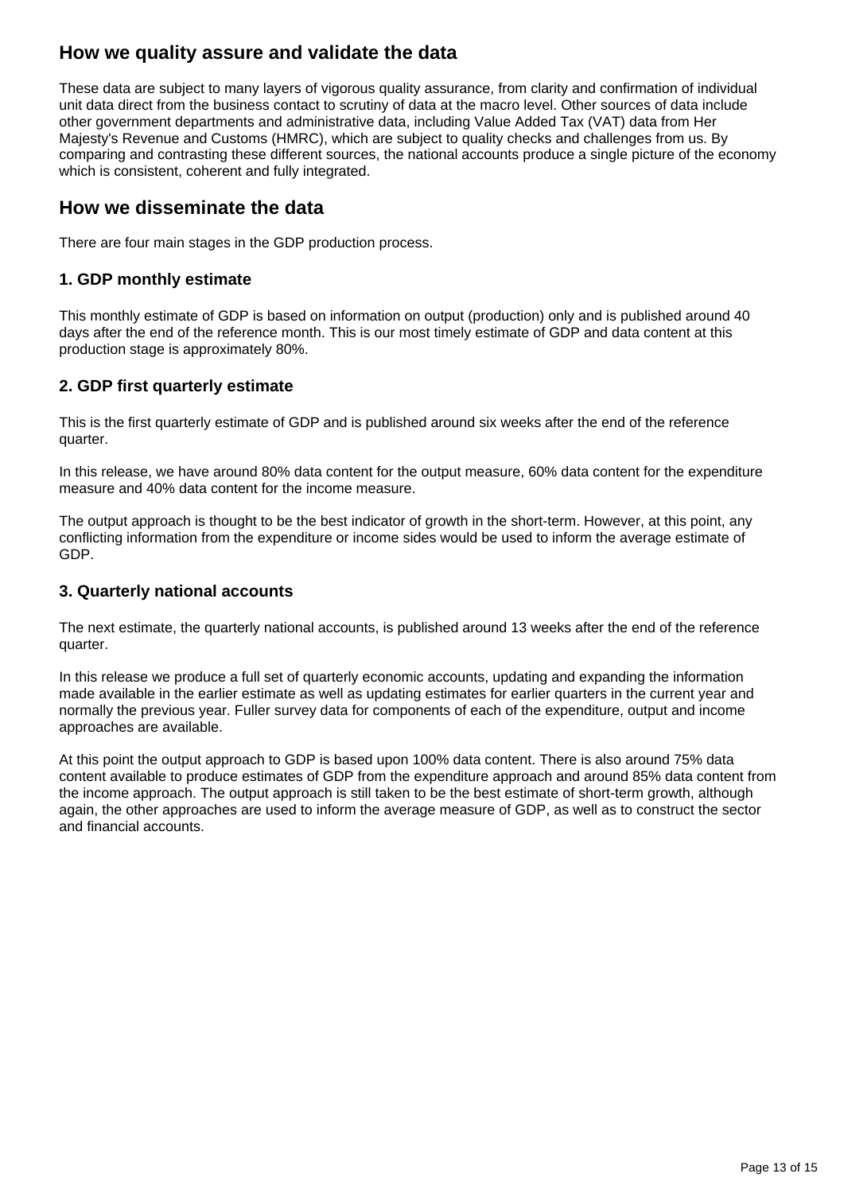## How we quality assure and validate the data

These data are subject to many layers of vigorous quality assurance, from clarity and confirmation of individual unit data direct from the business contact to scrutiny of data at the macro level. Other sources of data include other government departments and administrative data, including Value Added Tax (VAT) data from Her Majesty's Revenue and Customs (HMRC), which are subject to quality checks and challenges from us. By comparing and contrasting these different sources, the national accounts produce a single picture of the economy which is consistent, coherent and fully integrated.

## How we disseminate the data

There are four main stages in the GDP production process.

### 1. GDP monthly estimate

This monthly estimate of GDP is based on information on output (production) only and is published around 40 days after the end of the reference month. This is our most timely estimate of GDP and data content at this production stage is approximately 80%.

### 2. GDP first quarterly estimate

This is the first quarterly estimate of GDP and is published around six weeks after the end of the reference quarter.

In this release, we have around 80% data content for the output measure, 60% data content for the expenditure measure and 40% data content for the income measure.

The output approach is thought to be the best indicator of growth in the short-term. However, at this point, any conflicting information from the expenditure or income sides would be used to inform the average estimate of GDP.

### 3. Quarterly national accounts

The next estimate, the quarterly national accounts, is published around 13 weeks after the end of the reference quarter.

In this release we produce a full set of quarterly economic accounts, updating and expanding the information made available in the earlier estimate as well as updating estimates for earlier quarters in the current year and normally the previous year. Fuller survey data for components of each of the expenditure, output and income approaches are available.

At this point the output approach to GDP is based upon 100% data content. There is also around 75% data content available to produce estimates of GDP from the expenditure approach and around 85% data content from the income approach. The output approach is still taken to be the best estimate of short-term growth, although again, the other approaches are used to inform the average measure of GDP, as well as to construct the sector and financial accounts.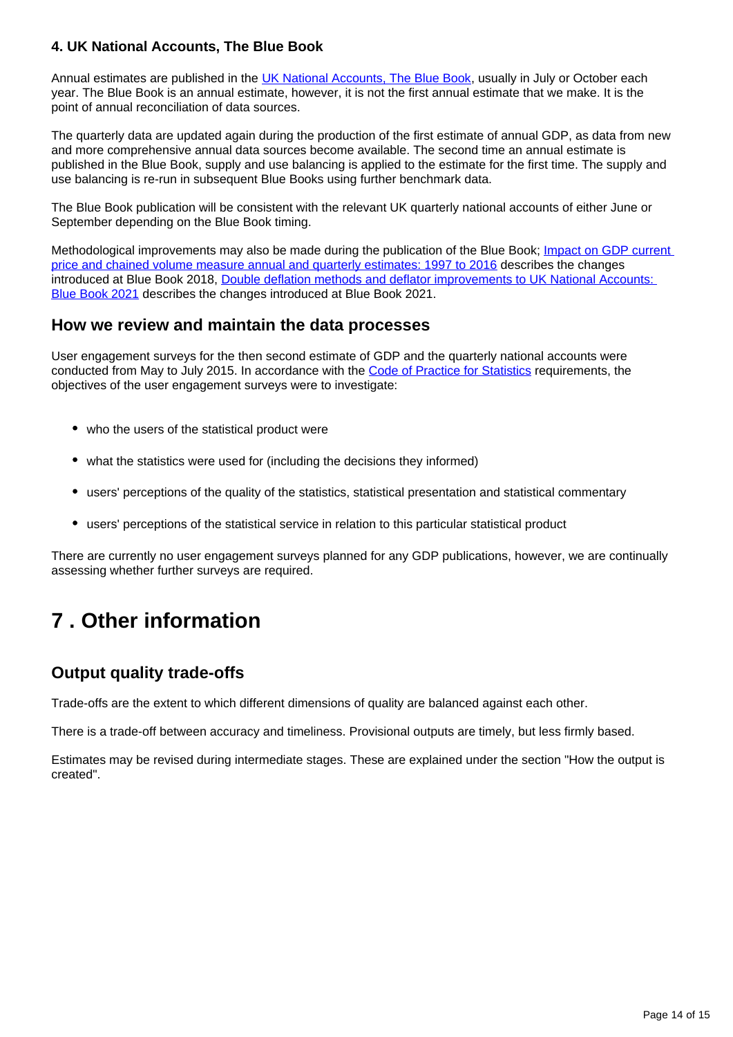**4. UK National Accounts, The Blue Book**

Annual estimates are published in the UK National Accounts, The Blue Book, usually in July or October each year. The Blue Book is an annual estimate, however, it is not the first annual estimate that we make. It is the point of annual reconciliation of data sources.

The quarterly data are updated again during the production of the first estimate of annual GDP, as data from new and more comprehensive annual data sources become available. The second time an annual estimate is published in the Blue Book, supply and use balancing is applied to the estimate for the first time. The supply and use balancing is re-run in subsequent Blue Books using further benchmark data.

The Blue Book publication will be consistent with the relevant UK quarterly national accounts of either June or September depending on the Blue Book timing.

Methodological improvements may also be made during the publication of the Blue Book; Impact on GDP current price and chained volume measure annual and quarterly estimates: 1997 to 2016 describes the changes introduced at Blue Book 2018, Double deflation methods and deflator improvements to UK National Accounts: Blue Book 2021 describes the changes introduced at Blue Book 2021.

## How we review and maintain the data processes

User engagement surveys for the then second estimate of GDP and the quarterly national accounts were conducted from May to July 2015. In accordance with the Code of Practice for Statistics requirements, the objectives of the user engagement surveys were to investigate:

- who the users of the statistical product were
- what the statistics were used for (including the decisions they informed)
- users' perceptions of the quality of the statistics, statistical presentation and statistical commentary
- users' perceptions of the statistical service in relation to this particular statistical product

There are currently no user engagement surveys planned for any GDP publications, however, we are continually assessing whether further surveys are required.

# 7 . Other information

## Output quality trade-offs

Trade-offs are the extent to which different dimensions of quality are balanced against each other.

There is a trade-off between accuracy and timeliness. Provisional outputs are timely, but less firmly based.

Estimates may be revised during intermediate stages. These are explained under the section "How the output is created".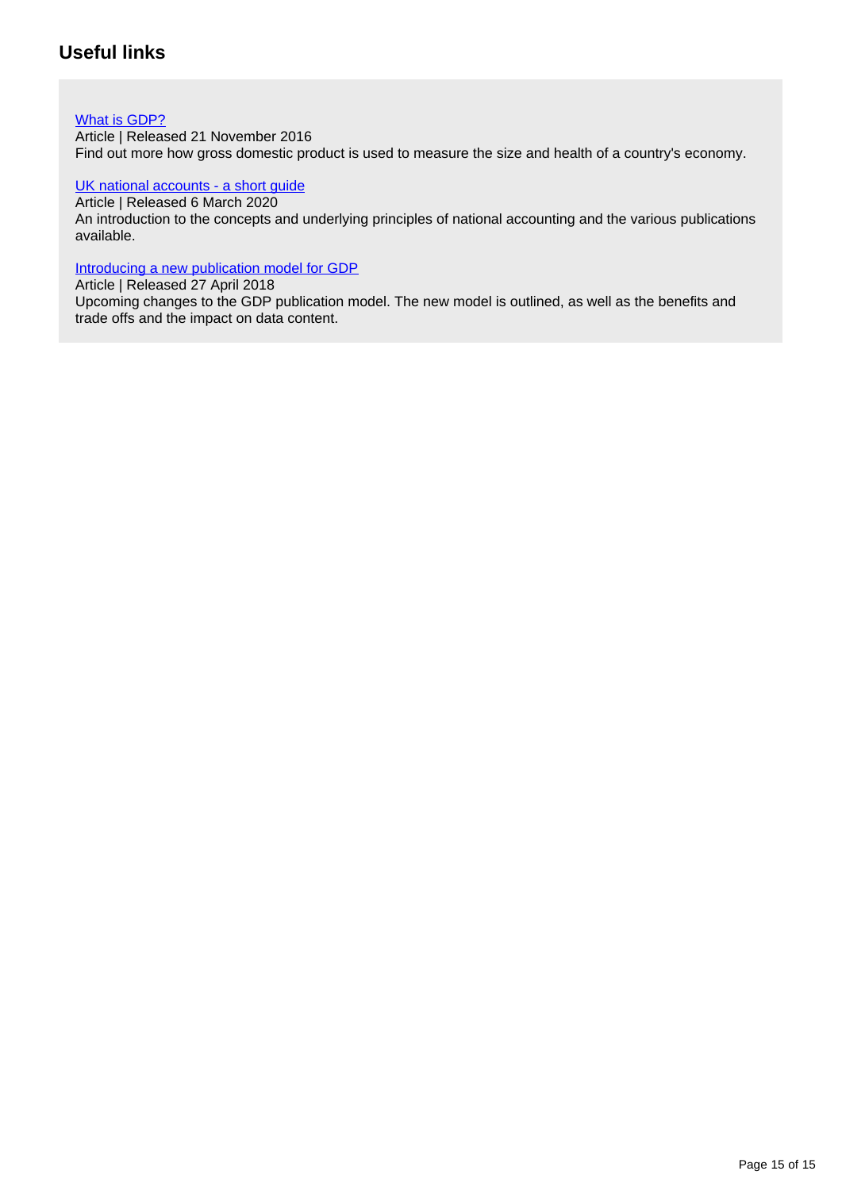## Useful links

[What is GDP?]
Article | Released 21 November 2016
Find out more how gross domestic product is used to measure the size and health of a country's economy.

[UK national accounts - a short guide]
Article | Released 6 March 2020
An introduction to the concepts and underlying principles of national accounting and the various publications available.

[Introducing a new publication model for GDP]
Article | Released 27 April 2018
Upcoming changes to the GDP publication model. The new model is outlined, as well as the benefits and trade offs and the impact on data content.